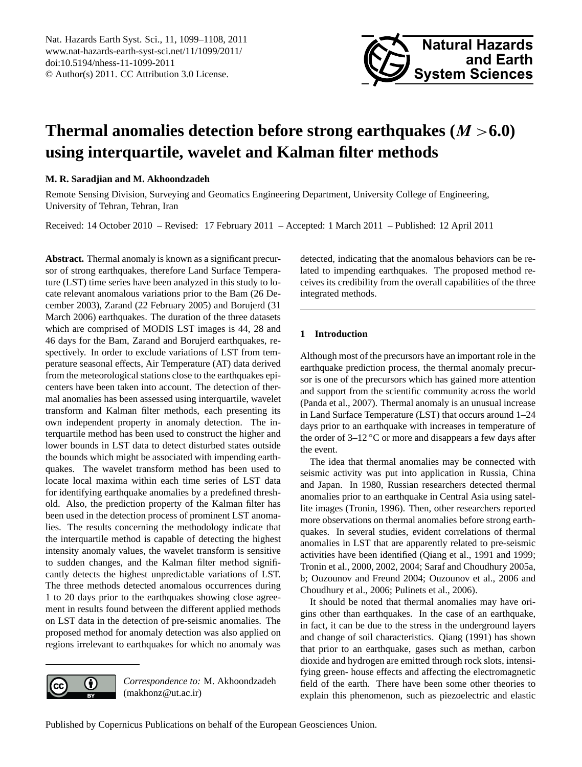# Thermal anomalies detection before strong earthquakes ($M > 6.0$) using interquartile, wavelet and Kalman filter methods

**M. R. Saradjian and M. Akhoondzadeh**

Remote Sensing Division, Surveying and Geomatics Engineering Department, University College of Engineering, University of Tehran, Tehran, Iran

Received: 14 October 2010 – Revised: 17 February 2011 – Accepted: 1 March 2011 – Published: 12 April 2011

**Abstract.** Thermal anomaly is known as a significant precursor of strong earthquakes, therefore Land Surface Temperature (LST) time series have been analyzed in this study to locate relevant anomalous variations prior to the Bam (26 December 2003), Zarand (22 February 2005) and Borujerd (31 March 2006) earthquakes. The duration of the three datasets which are comprised of MODIS LST images is 44, 28 and 46 days for the Bam, Zarand and Borujerd earthquakes, respectively. In order to exclude variations of LST from temperature seasonal effects, Air Temperature (AT) data derived from the meteorological stations close to the earthquakes epicenters have been taken into account. The detection of thermal anomalies has been assessed using interquartile, wavelet transform and Kalman filter methods, each presenting its own independent property in anomaly detection. The interquartile method has been used to construct the higher and lower bounds in LST data to detect disturbed states outside the bounds which might be associated with impending earthquakes. The wavelet transform method has been used to locate local maxima within each time series of LST data for identifying earthquake anomalies by a predefined threshold. Also, the prediction property of the Kalman filter has been used in the detection process of prominent LST anomalies. The results concerning the methodology indicate that the interquartile method is capable of detecting the highest intensity anomaly values, the wavelet transform is sensitive to sudden changes, and the Kalman filter method significantly detects the highest unpredictable variations of LST. The three methods detected anomalous occurrences during 1 to 20 days prior to the earthquakes showing close agreement in results found between the different applied methods on LST data in the detection of pre-seismic anomalies. The proposed method for anomaly detection was also applied on regions irrelevant to earthquakes for which no anomaly was detected, indicating that the anomalous behaviors can be related to impending earthquakes. The proposed method receives its credibility from the overall capabilities of the three integrated methods.

*Correspondence to:* M. Akhoondzadeh (makhonz@ut.ac.ir)

## 1 Introduction

Although most of the precursors have an important role in the earthquake prediction process, the thermal anomaly precursor is one of the precursors which has gained more attention and support from the scientific community across the world (Panda et al., 2007). Thermal anomaly is an unusual increase in Land Surface Temperature (LST) that occurs around 1–24 days prior to an earthquake with increases in temperature of the order of 3–12 °C or more and disappears a few days after the event.

The idea that thermal anomalies may be connected with seismic activity was put into application in Russia, China and Japan. In 1980, Russian researchers detected thermal anomalies prior to an earthquake in Central Asia using satellite images (Tronin, 1996). Then, other researchers reported more observations on thermal anomalies before strong earthquakes. In several studies, evident correlations of thermal anomalies in LST that are apparently related to pre-seismic activities have been identified (Qiang et al., 1991 and 1999; Tronin et al., 2000, 2002, 2004; Saraf and Choudhury 2005a, b; Ouzounov and Freund 2004; Ouzounov et al., 2006 and Choudhury et al., 2006; Pulinets et al., 2006).

It should be noted that thermal anomalies may have origins other than earthquakes. In the case of an earthquake, in fact, it can be due to the stress in the underground layers and change of soil characteristics. Qiang (1991) has shown that prior to an earthquake, gases such as methan, carbon dioxide and hydrogen are emitted through rock slots, intensifying green- house effects and affecting the electromagnetic field of the earth. There have been some other theories to explain this phenomenon, such as piezoelectric and elastic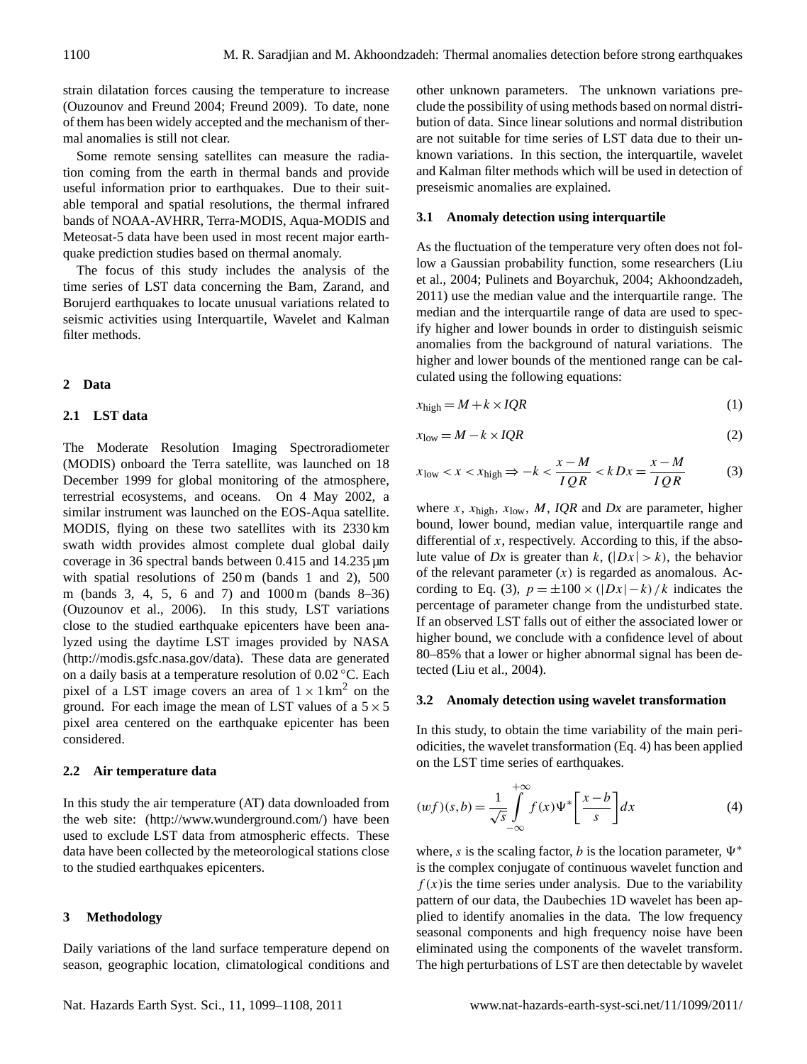strain dilatation forces causing the temperature to increase (Ouzounov and Freund 2004; Freund 2009). To date, none of them has been widely accepted and the mechanism of thermal anomalies is still not clear.

Some remote sensing satellites can measure the radiation coming from the earth in thermal bands and provide useful information prior to earthquakes. Due to their suitable temporal and spatial resolutions, the thermal infrared bands of NOAA-AVHRR, Terra-MODIS, Aqua-MODIS and Meteosat-5 data have been used in most recent major earthquake prediction studies based on thermal anomaly.

The focus of this study includes the analysis of the time series of LST data concerning the Bam, Zarand, and Borujerd earthquakes to locate unusual variations related to seismic activities using Interquartile, Wavelet and Kalman filter methods.

## 2 Data

### 2.1 LST data

The Moderate Resolution Imaging Spectroradiometer (MODIS) onboard the Terra satellite, was launched on 18 December 1999 for global monitoring of the atmosphere, terrestrial ecosystems, and oceans. On 4 May 2002, a similar instrument was launched on the EOS-Aqua satellite. MODIS, flying on these two satellites with its 2330 km swath width provides almost complete dual global daily coverage in 36 spectral bands between 0.415 and 14.235 µm with spatial resolutions of 250 m (bands 1 and 2), 500 m (bands 3, 4, 5, 6 and 7) and 1000 m (bands 8–36) (Ouzounov et al., 2006). In this study, LST variations close to the studied earthquake epicenters have been analyzed using the daytime LST images provided by NASA (http://modis.gsfc.nasa.gov/data). These data are generated on a daily basis at a temperature resolution of 0.02 °C. Each pixel of a LST image covers an area of $1 \times 1\,\mathrm{km}^2$ on the ground. For each image the mean of LST values of a $5 \times 5$ pixel area centered on the earthquake epicenter has been considered.

### 2.2 Air temperature data

In this study the air temperature (AT) data downloaded from the web site: (http://www.wunderground.com/) have been used to exclude LST data from atmospheric effects. These data have been collected by the meteorological stations close to the studied earthquakes epicenters.

## 3 Methodology

Daily variations of the land surface temperature depend on season, geographic location, climatological conditions and other unknown parameters. The unknown variations preclude the possibility of using methods based on normal distribution of data. Since linear solutions and normal distribution are not suitable for time series of LST data due to their unknown variations. In this section, the interquartile, wavelet and Kalman filter methods which will be used in detection of preseismic anomalies are explained.

### 3.1 Anomaly detection using interquartile

As the fluctuation of the temperature very often does not follow a Gaussian probability function, some researchers (Liu et al., 2004; Pulinets and Boyarchuk, 2004; Akhoondzadeh, 2011) use the median value and the interquartile range. The median and the interquartile range of data are used to specify higher and lower bounds in order to distinguish seismic anomalies from the background of natural variations. The higher and lower bounds of the mentioned range can be calculated using the following equations:

$$x_{\text{high}} = M + k \times IQR \tag{1}$$

$$x_{\text{low}} = M - k \times IQR \tag{2}$$

$$x_{\text{low}} < x < x_{\text{high}} \Rightarrow -k < \frac{x-M}{IQR} < k \; Dx = \frac{x-M}{IQR} \tag{3}$$

where $x$, $x_{\text{high}}$, $x_{\text{low}}$, $M$, $IQR$ and $Dx$ are parameter, higher bound, lower bound, median value, interquartile range and differential of $x$, respectively. According to this, if the absolute value of $Dx$ is greater than $k$, ($|Dx| > k$), the behavior of the relevant parameter ($x$) is regarded as anomalous. According to Eq. (3), $p = \pm 100 \times (|Dx| - k)/k$ indicates the percentage of parameter change from the undisturbed state. If an observed LST falls out of either the associated lower or higher bound, we conclude with a confidence level of about 80–85% that a lower or higher abnormal signal has been detected (Liu et al., 2004).

### 3.2 Anomaly detection using wavelet transformation

In this study, to obtain the time variability of the main periodicities, the wavelet transformation (Eq. 4) has been applied on the LST time series of earthquakes.

$$(wf)(s,b) = \frac{1}{\sqrt{s}} \int_{-\infty}^{+\infty} f(x) \Psi^* \left[ \frac{x-b}{s} \right] dx \tag{4}$$

where, $s$ is the scaling factor, $b$ is the location parameter, $\Psi^*$ is the complex conjugate of continuous wavelet function and $f(x)$is the time series under analysis. Due to the variability pattern of our data, the Daubechies 1D wavelet has been applied to identify anomalies in the data. The low frequency seasonal components and high frequency noise have been eliminated using the components of the wavelet transform. The high perturbations of LST are then detectable by wavelet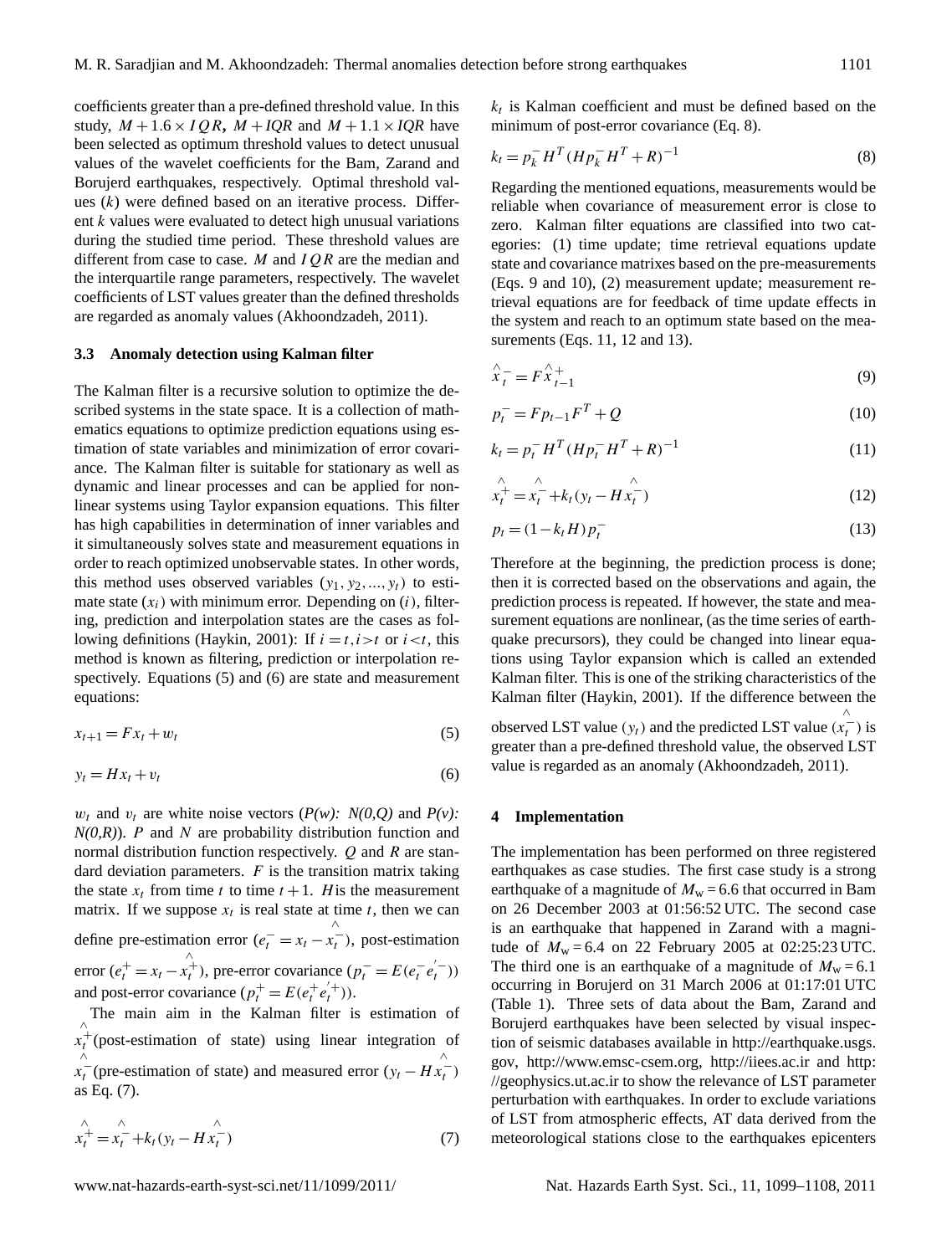coefficients greater than a pre-defined threshold value. In this study, $M + 1.6 \times IQR$, $M + IQR$ and $M + 1.1 \times IQR$ have been selected as optimum threshold values to detect unusual values of the wavelet coefficients for the Bam, Zarand and Borujerd earthquakes, respectively. Optimal threshold values ($k$) were defined based on an iterative process. Different $k$ values were evaluated to detect high unusual variations during the studied time period. These threshold values are different from case to case. $M$ and $IQR$ are the median and the interquartile range parameters, respectively. The wavelet coefficients of LST values greater than the defined thresholds are regarded as anomaly values (Akhoondzadeh, 2011).

### 3.3 Anomaly detection using Kalman filter

The Kalman filter is a recursive solution to optimize the described systems in the state space. It is a collection of mathematics equations to optimize prediction equations using estimation of state variables and minimization of error covariance. The Kalman filter is suitable for stationary as well as dynamic and linear processes and can be applied for nonlinear systems using Taylor expansion equations. This filter has high capabilities in determination of inner variables and it simultaneously solves state and measurement equations in order to reach optimized unobservable states. In other words, this method uses observed variables $(y_1, y_2, ..., y_t)$ to estimate state $(x_i)$ with minimum error. Depending on $(i)$, filtering, prediction and interpolation states are the cases as following definitions (Haykin, 2001): If $i = t, i > t$ or $i < t$, this method is known as filtering, prediction or interpolation respectively. Equations (5) and (6) are state and measurement equations:

$$x_{t+1} = F x_t + w_t \tag{5}$$

$$y_t = H x_t + v_t \tag{6}$$

$w_t$ and $v_t$ are white noise vectors (*P(w): N(0,Q)* and *P(v): N(0,R)*). $P$ and $N$ are probability distribution function and normal distribution function respectively. $Q$ and $R$ are standard deviation parameters. $F$ is the transition matrix taking the state $x_t$ from time $t$ to time $t+1$. $H$ is the measurement matrix. If we suppose $x_t$ is real state at time $t$, then we can define pre-estimation error $(e_t^- = x_t - \hat{x}_t^-)$, post-estimation error $(e_t^+ = x_t - \hat{x}_t^+)$, pre-error covariance $(p_t^- = E(e_t^- e_t^{'-}))$ and post-error covariance $(p_t^+ = E(e_t^+ e_t^{'+}))$.

The main aim in the Kalman filter is estimation of $\hat{x}_t^+$ (post-estimation of state) using linear integration of $\hat{x}_t^-$ (pre-estimation of state) and measured error $(y_t - H\hat{x}_t^-)$ as Eq. (7).

$$\hat{x}_t^+ = \hat{x}_t^- + k_t (y_t - H\hat{x}_t^-) \tag{7}$$

$k_t$ is Kalman coefficient and must be defined based on the minimum of post-error covariance (Eq. 8).

$$k_t = p_k^- H^T (H p_k^- H^T + R)^{-1} \tag{8}$$

Regarding the mentioned equations, measurements would be reliable when covariance of measurement error is close to zero. Kalman filter equations are classified into two categories: (1) time update; time retrieval equations update state and covariance matrixes based on the pre-measurements (Eqs. 9 and 10), (2) measurement update; measurement retrieval equations are for feedback of time update effects in the system and reach to an optimum state based on the measurements (Eqs. 11, 12 and 13).

$$\hat{x}_t^- = F\hat{x}_{t-1}^+ \tag{9}$$

$$p_t^- = F p_{t-1} F^T + Q \tag{10}$$

$$k_t = p_t^- H^T (H p_t^- H^T + R)^{-1} \tag{11}$$

$$\hat{x}_t^+ = \hat{x}_t^- + k_t (y_t - H\hat{x}_t^-) \tag{12}$$

$$p_t = (1 - k_t H) p_t^- \tag{13}$$

Therefore at the beginning, the prediction process is done; then it is corrected based on the observations and again, the prediction process is repeated. If however, the state and measurement equations are nonlinear, (as the time series of earthquake precursors), they could be changed into linear equations using Taylor expansion which is called an extended Kalman filter. This is one of the striking characteristics of the Kalman filter (Haykin, 2001). If the difference between the observed LST value $(y_t)$ and the predicted LST value $(\hat{x}_t^-)$ is greater than a pre-defined threshold value, the observed LST value is regarded as an anomaly (Akhoondzadeh, 2011).

## 4 Implementation

The implementation has been performed on three registered earthquakes as case studies. The first case study is a strong earthquake of a magnitude of $M_w = 6.6$ that occurred in Bam on 26 December 2003 at 01:56:52 UTC. The second case is an earthquake that happened in Zarand with a magnitude of $M_w = 6.4$ on 22 February 2005 at 02:25:23 UTC. The third one is an earthquake of a magnitude of $M_w = 6.1$ occurring in Borujerd on 31 March 2006 at 01:17:01 UTC (Table 1). Three sets of data about the Bam, Zarand and Borujerd earthquakes have been selected by visual inspection of seismic databases available in http://earthquake.usgs.gov, http://www.emsc-csem.org, http://iiees.ac.ir and http://geophysics.ut.ac.ir to show the relevance of LST parameter perturbation with earthquakes. In order to exclude variations of LST from atmospheric effects, AT data derived from the meteorological stations close to the earthquakes epicenters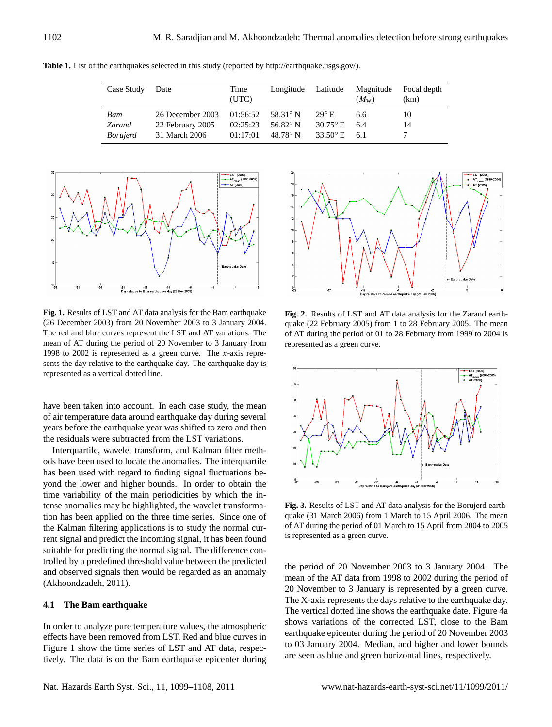**Table 1.** List of the earthquakes selected in this study (reported by http://earthquake.usgs.gov/).

| Case Study | Date | Time (UTC) | Longitude | Latitude | Magnitude ($M_W$) | Focal depth (km) |
|---|---|---|---|---|---|---|
| *Bam* | 26 December 2003 | 01:56:52 | 58.31° N | 29° E | 6.6 | 10 |
| *Zarand* | 22 February 2005 | 02:25:23 | 56.82° N | 30.75° E | 6.4 | 14 |
| *Borujerd* | 31 March 2006 | 01:17:01 | 48.78° N | 33.50° E | 6.1 | 7 |

**Fig. 1.** Results of LST and AT data analysis for the Bam earthquake (26 December 2003) from 20 November 2003 to 3 January 2004. The red and blue curves represent the LST and AT variations. The mean of AT during the period of 20 November to 3 January from 1998 to 2002 is represented as a green curve. The $x$-axis represents the day relative to the earthquake day. The earthquake day is represented as a vertical dotted line.

**Fig. 2.** Results of LST and AT data analysis for the Zarand earthquake (22 February 2005) from 1 to 28 February 2005. The mean of AT during the period of 01 to 28 February from 1999 to 2004 is represented as a green curve.

**Fig. 3.** Results of LST and AT data analysis for the Borujerd earthquake (31 March 2006) from 1 March to 15 April 2006. The mean of AT during the period of 01 March to 15 April from 2004 to 2005 is represented as a green curve.

have been taken into account. In each case study, the mean of air temperature data around earthquake day during several years before the earthquake year was shifted to zero and then the residuals were subtracted from the LST variations.

Interquartile, wavelet transform, and Kalman filter methods have been used to locate the anomalies. The interquartile has been used with regard to finding signal fluctuations beyond the lower and higher bounds. In order to obtain the time variability of the main periodicities by which the intense anomalies may be highlighted, the wavelet transformation has been applied on the three time series. Since one of the Kalman filtering applications is to study the normal current signal and predict the incoming signal, it has been found suitable for predicting the normal signal. The difference controlled by a predefined threshold value between the predicted and observed signals then would be regarded as an anomaly (Akhoondzadeh, 2011).

### 4.1 The Bam earthquake

In order to analyze pure temperature values, the atmospheric effects have been removed from LST. Red and blue curves in Figure 1 show the time series of LST and AT data, respectively. The data is on the Bam earthquake epicenter during the period of 20 November 2003 to 3 January 2004. The mean of the AT data from 1998 to 2002 during the period of 20 November to 3 January is represented by a green curve. The X-axis represents the days relative to the earthquake day. The vertical dotted line shows the earthquake date. Figure 4a shows variations of the corrected LST, close to the Bam earthquake epicenter during the period of 20 November 2003 to 03 January 2004. Median, and higher and lower bounds are seen as blue and green horizontal lines, respectively.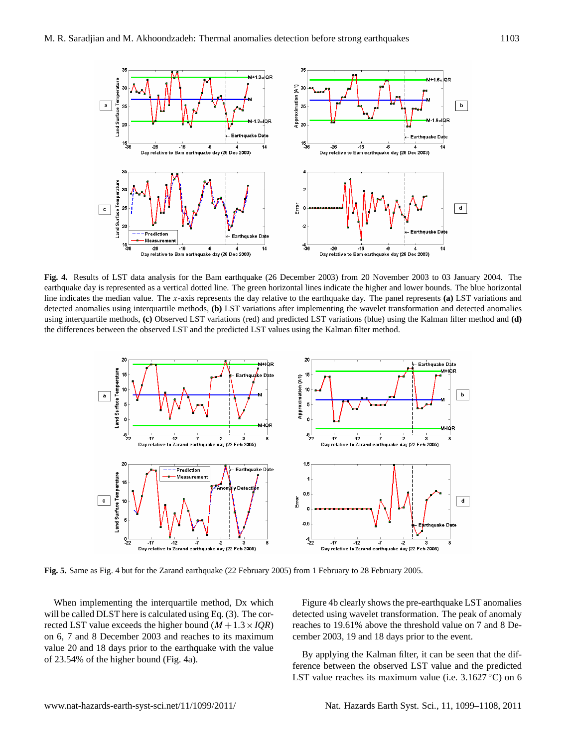**Fig. 4.** Results of LST data analysis for the Bam earthquake (26 December 2003) from 20 November 2003 to 03 January 2004. The earthquake day is represented as a vertical dotted line. The green horizontal lines indicate the higher and lower bounds. The blue horizontal line indicates the median value. The $x$-axis represents the day relative to the earthquake day. The panel represents **(a)** LST variations and detected anomalies using interquartile methods, **(b)** LST variations after implementing the wavelet transformation and detected anomalies using interquartile methods, **(c)** Observed LST variations (red) and predicted LST variations (blue) using the Kalman filter method and **(d)** the differences between the observed LST and the predicted LST values using the Kalman filter method.

**Fig. 5.** Same as Fig. 4 but for the Zarand earthquake (22 February 2005) from 1 February to 28 February 2005.

When implementing the interquartile method, Dx which will be called DLST here is calculated using Eq. (3). The corrected LST value exceeds the higher bound ($M + 1.3 \times IQR$) on 6, 7 and 8 December 2003 and reaches to its maximum value 20 and 18 days prior to the earthquake with the value of 23.54% of the higher bound (Fig. 4a).

Figure 4b clearly shows the pre-earthquake LST anomalies detected using wavelet transformation. The peak of anomaly reaches to 19.61% above the threshold value on 7 and 8 December 2003, 19 and 18 days prior to the event.

By applying the Kalman filter, it can be seen that the difference between the observed LST value and the predicted LST value reaches its maximum value (i.e. 3.1627 °C) on 6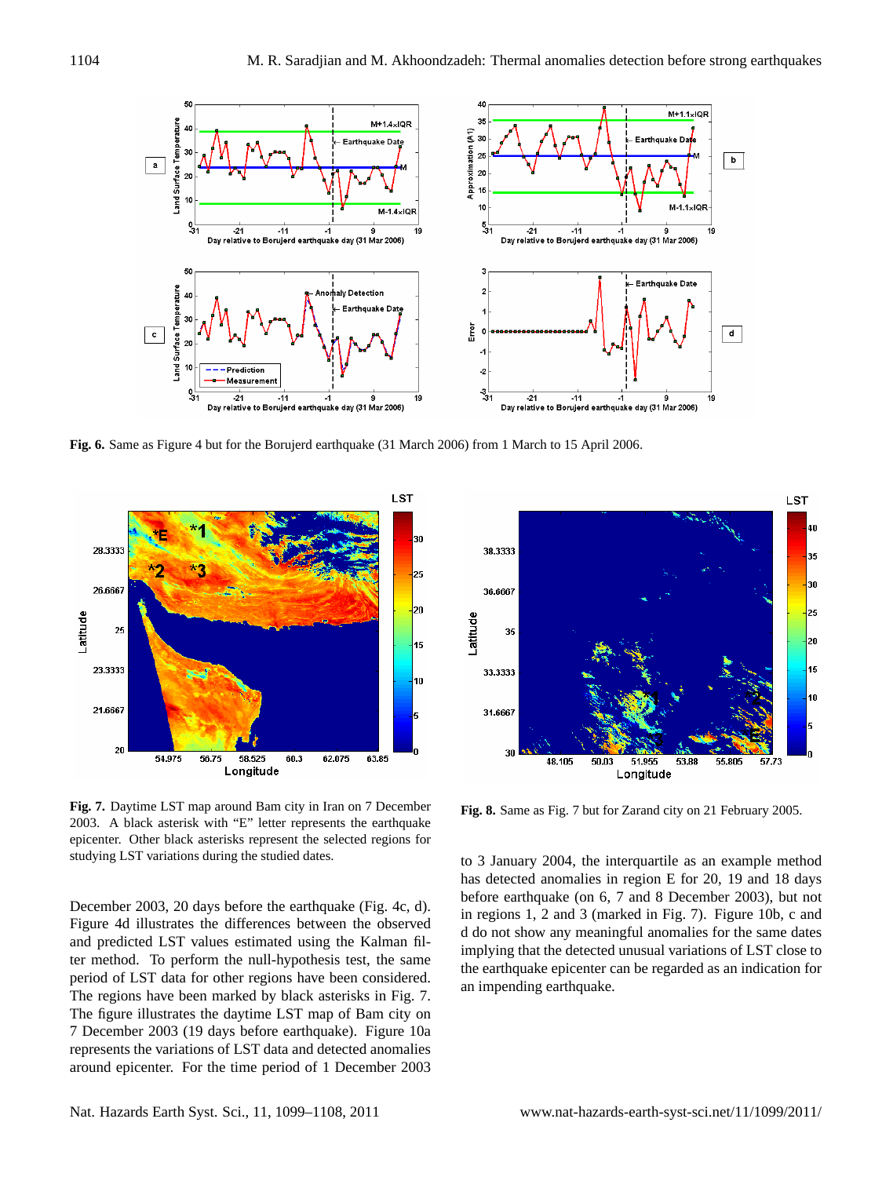**Fig. 6.** Same as Figure 4 but for the Borujerd earthquake (31 March 2006) from 1 March to 15 April 2006.

**Fig. 7.** Daytime LST map around Bam city in Iran on 7 December 2003. A black asterisk with "E" letter represents the earthquake epicenter. Other black asterisks represent the selected regions for studying LST variations during the studied dates.

**Fig. 8.** Same as Fig. 7 but for Zarand city on 21 February 2005.

December 2003, 20 days before the earthquake (Fig. 4c, d). Figure 4d illustrates the differences between the observed and predicted LST values estimated using the Kalman filter method. To perform the null-hypothesis test, the same period of LST data for other regions have been considered. The regions have been marked by black asterisks in Fig. 7. The figure illustrates the daytime LST map of Bam city on 7 December 2003 (19 days before earthquake). Figure 10a represents the variations of LST data and detected anomalies around epicenter. For the time period of 1 December 2003 to 3 January 2004, the interquartile as an example method has detected anomalies in region E for 20, 19 and 18 days before earthquake (on 6, 7 and 8 December 2003), but not in regions 1, 2 and 3 (marked in Fig. 7). Figure 10b, c and d do not show any meaningful anomalies for the same dates implying that the detected unusual variations of LST close to the earthquake epicenter can be regarded as an indication for an impending earthquake.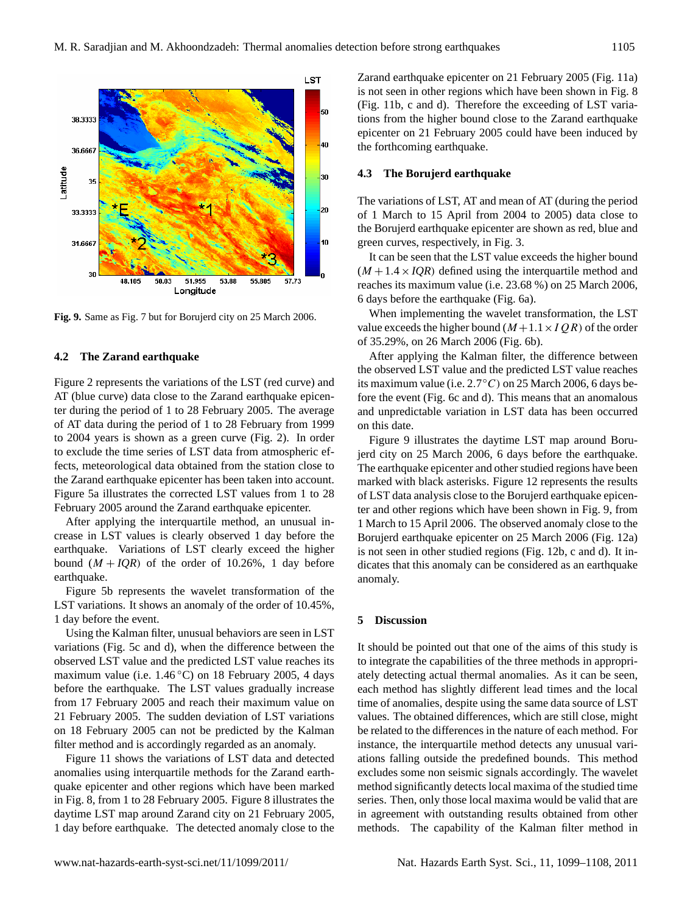**Fig. 9.** Same as Fig. 7 but for Borujerd city on 25 March 2006.

### 4.2 The Zarand earthquake

Figure 2 represents the variations of the LST (red curve) and AT (blue curve) data close to the Zarand earthquake epicenter during the period of 1 to 28 February 2005. The average of AT data during the period of 1 to 28 February from 1999 to 2004 years is shown as a green curve (Fig. 2). In order to exclude the time series of LST data from atmospheric effects, meteorological data obtained from the station close to the Zarand earthquake epicenter has been taken into account. Figure 5a illustrates the corrected LST values from 1 to 28 February 2005 around the Zarand earthquake epicenter.

After applying the interquartile method, an unusual increase in LST values is clearly observed 1 day before the earthquake. Variations of LST clearly exceed the higher bound ($M + IQR$) of the order of 10.26%, 1 day before earthquake.

Figure 5b represents the wavelet transformation of the LST variations. It shows an anomaly of the order of 10.45%, 1 day before the event.

Using the Kalman filter, unusual behaviors are seen in LST variations (Fig. 5c and d), when the difference between the observed LST value and the predicted LST value reaches its maximum value (i.e. 1.46 °C) on 18 February 2005, 4 days before the earthquake. The LST values gradually increase from 17 February 2005 and reach their maximum value on 21 February 2005. The sudden deviation of LST variations on 18 February 2005 can not be predicted by the Kalman filter method and is accordingly regarded as an anomaly.

Figure 11 shows the variations of LST data and detected anomalies using interquartile methods for the Zarand earthquake epicenter and other regions which have been marked in Fig. 8, from 1 to 28 February 2005. Figure 8 illustrates the daytime LST map around Zarand city on 21 February 2005, 1 day before earthquake. The detected anomaly close to the Zarand earthquake epicenter on 21 February 2005 (Fig. 11a) is not seen in other regions which have been shown in Fig. 8 (Fig. 11b, c and d). Therefore the exceeding of LST variations from the higher bound close to the Zarand earthquake epicenter on 21 February 2005 could have been induced by the forthcoming earthquake.

### 4.3 The Borujerd earthquake

The variations of LST, AT and mean of AT (during the period of 1 March to 15 April from 2004 to 2005) data close to the Borujerd earthquake epicenter are shown as red, blue and green curves, respectively, in Fig. 3.

It can be seen that the LST value exceeds the higher bound ($M + 1.4 \times IQR$) defined using the interquartile method and reaches its maximum value (i.e. 23.68 %) on 25 March 2006, 6 days before the earthquake (Fig. 6a).

When implementing the wavelet transformation, the LST value exceeds the higher bound ($M + 1.1 \times IQR$) of the order of 35.29%, on 26 March 2006 (Fig. 6b).

After applying the Kalman filter, the difference between the observed LST value and the predicted LST value reaches its maximum value (i.e. $2.7\,^{\circ}C$) on 25 March 2006, 6 days before the event (Fig. 6c and d). This means that an anomalous and unpredictable variation in LST data has been occurred on this date.

Figure 9 illustrates the daytime LST map around Borujerd city on 25 March 2006, 6 days before the earthquake. The earthquake epicenter and other studied regions have been marked with black asterisks. Figure 12 represents the results of LST data analysis close to the Borujerd earthquake epicenter and other regions which have been shown in Fig. 9, from 1 March to 15 April 2006. The observed anomaly close to the Borujerd earthquake epicenter on 25 March 2006 (Fig. 12a) is not seen in other studied regions (Fig. 12b, c and d). It indicates that this anomaly can be considered as an earthquake anomaly.

## 5 Discussion

It should be pointed out that one of the aims of this study is to integrate the capabilities of the three methods in appropriately detecting actual thermal anomalies. As it can be seen, each method has slightly different lead times and the local time of anomalies, despite using the same data source of LST values. The obtained differences, which are still close, might be related to the differences in the nature of each method. For instance, the interquartile method detects any unusual variations falling outside the predefined bounds. This method excludes some non seismic signals accordingly. The wavelet method significantly detects local maxima of the studied time series. Then, only those local maxima would be valid that are in agreement with outstanding results obtained from other methods. The capability of the Kalman filter method in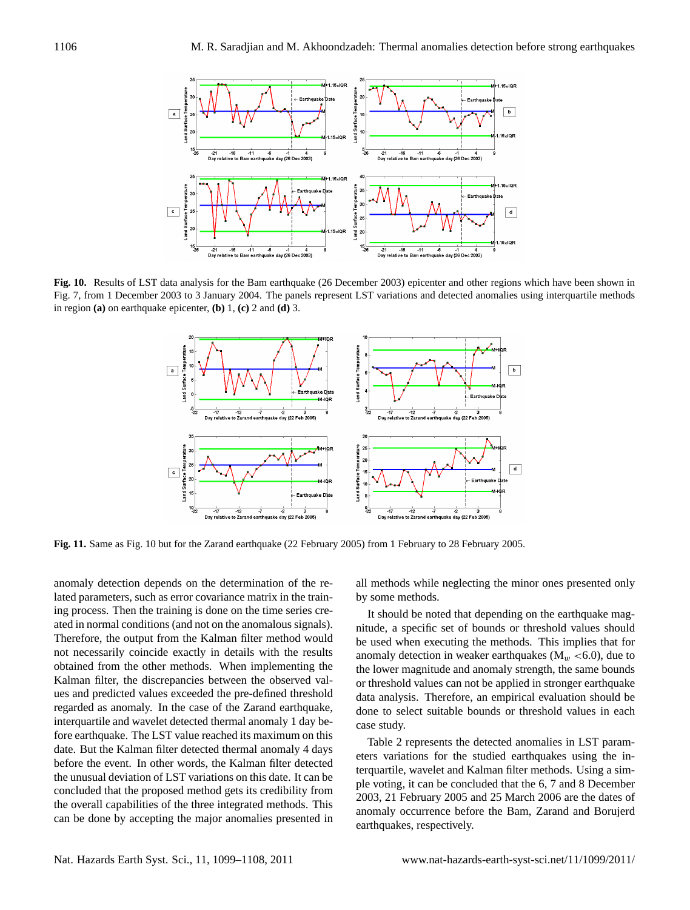**Fig. 10.** Results of LST data analysis for the Bam earthquake (26 December 2003) epicenter and other regions which have been shown in Fig. 7, from 1 December 2003 to 3 January 2004. The panels represent LST variations and detected anomalies using interquartile methods in region **(a)** on earthquake epicenter, **(b)** 1, **(c)** 2 and **(d)** 3.

**Fig. 11.** Same as Fig. 10 but for the Zarand earthquake (22 February 2005) from 1 February to 28 February 2005.

anomaly detection depends on the determination of the related parameters, such as error covariance matrix in the training process. Then the training is done on the time series created in normal conditions (and not on the anomalous signals). Therefore, the output from the Kalman filter method would not necessarily coincide exactly in details with the results obtained from the other methods. When implementing the Kalman filter, the discrepancies between the observed values and predicted values exceeded the pre-defined threshold regarded as anomaly. In the case of the Zarand earthquake, interquartile and wavelet detected thermal anomaly 1 day before earthquake. The LST value reached its maximum on this date. But the Kalman filter detected thermal anomaly 4 days before the event. In other words, the Kalman filter detected the unusual deviation of LST variations on this date. It can be concluded that the proposed method gets its credibility from the overall capabilities of the three integrated methods. This can be done by accepting the major anomalies presented in all methods while neglecting the minor ones presented only by some methods.

It should be noted that depending on the earthquake magnitude, a specific set of bounds or threshold values should be used when executing the methods. This implies that for anomaly detection in weaker earthquakes ($M_w < 6.0$), due to the lower magnitude and anomaly strength, the same bounds or threshold values can not be applied in stronger earthquake data analysis. Therefore, an empirical evaluation should be done to select suitable bounds or threshold values in each case study.

Table 2 represents the detected anomalies in LST parameters variations for the studied earthquakes using the interquartile, wavelet and Kalman filter methods. Using a simple voting, it can be concluded that the 6, 7 and 8 December 2003, 21 February 2005 and 25 March 2006 are the dates of anomaly occurrence before the Bam, Zarand and Borujerd earthquakes, respectively.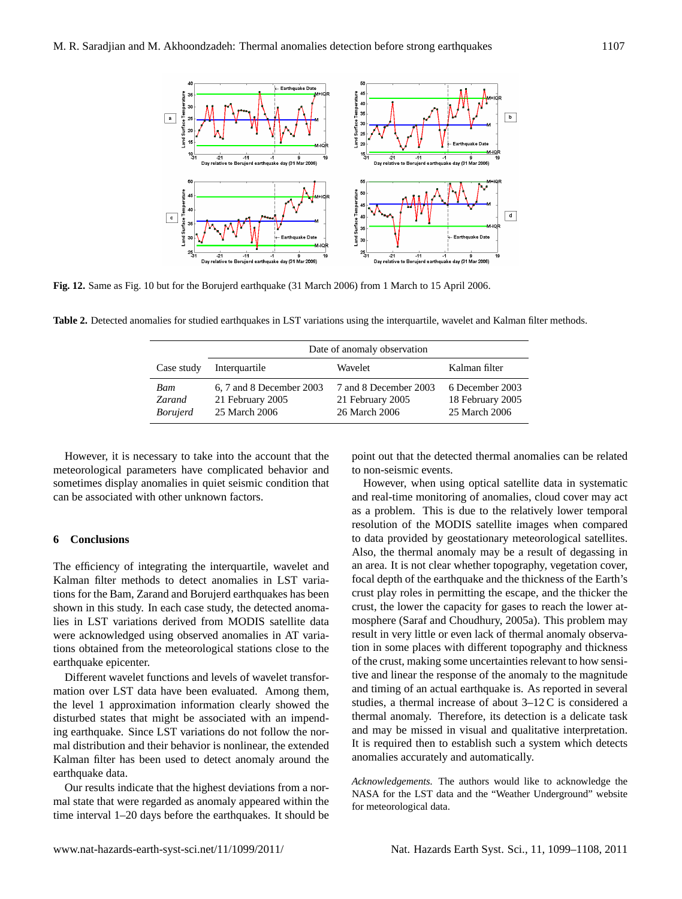**Fig. 12.** Same as Fig. 10 but for the Borujerd earthquake (31 March 2006) from 1 March to 15 April 2006.

**Table 2.** Detected anomalies for studied earthquakes in LST variations using the interquartile, wavelet and Kalman filter methods.

| | Date of anomaly observation | | |
|---|---|---|---|
| Case study | Interquartile | Wavelet | Kalman filter |
| *Bam* | 6, 7 and 8 December 2003 | 7 and 8 December 2003 | 6 December 2003 |
| *Zarand* | 21 February 2005 | 21 February 2005 | 18 February 2005 |
| *Borujerd* | 25 March 2006 | 26 March 2006 | 25 March 2006 |

However, it is necessary to take into the account that the meteorological parameters have complicated behavior and sometimes display anomalies in quiet seismic condition that can be associated with other unknown factors.

## 6 Conclusions

The efficiency of integrating the interquartile, wavelet and Kalman filter methods to detect anomalies in LST variations for the Bam, Zarand and Borujerd earthquakes has been shown in this study. In each case study, the detected anomalies in LST variations derived from MODIS satellite data were acknowledged using observed anomalies in AT variations obtained from the meteorological stations close to the earthquake epicenter.

Different wavelet functions and levels of wavelet transformation over LST data have been evaluated. Among them, the level 1 approximation information clearly showed the disturbed states that might be associated with an impending earthquake. Since LST variations do not follow the normal distribution and their behavior is nonlinear, the extended Kalman filter has been used to detect anomaly around the earthquake data.

Our results indicate that the highest deviations from a normal state that were regarded as anomaly appeared within the time interval 1–20 days before the earthquakes. It should be point out that the detected thermal anomalies can be related to non-seismic events.

However, when using optical satellite data in systematic and real-time monitoring of anomalies, cloud cover may act as a problem. This is due to the relatively lower temporal resolution of the MODIS satellite images when compared to data provided by geostationary meteorological satellites. Also, the thermal anomaly may be a result of degassing in an area. It is not clear whether topography, vegetation cover, focal depth of the earthquake and the thickness of the Earth's crust play roles in permitting the escape, and the thicker the crust, the lower the capacity for gases to reach the lower atmosphere (Saraf and Choudhury, 2005a). This problem may result in very little or even lack of thermal anomaly observation in some places with different topography and thickness of the crust, making some uncertainties relevant to how sensitive and linear the response of the anomaly to the magnitude and timing of an actual earthquake is. As reported in several studies, a thermal increase of about 3–12 C is considered a thermal anomaly. Therefore, its detection is a delicate task and may be missed in visual and qualitative interpretation. It is required then to establish such a system which detects anomalies accurately and automatically.

*Acknowledgements.* The authors would like to acknowledge the NASA for the LST data and the "Weather Underground" website for meteorological data.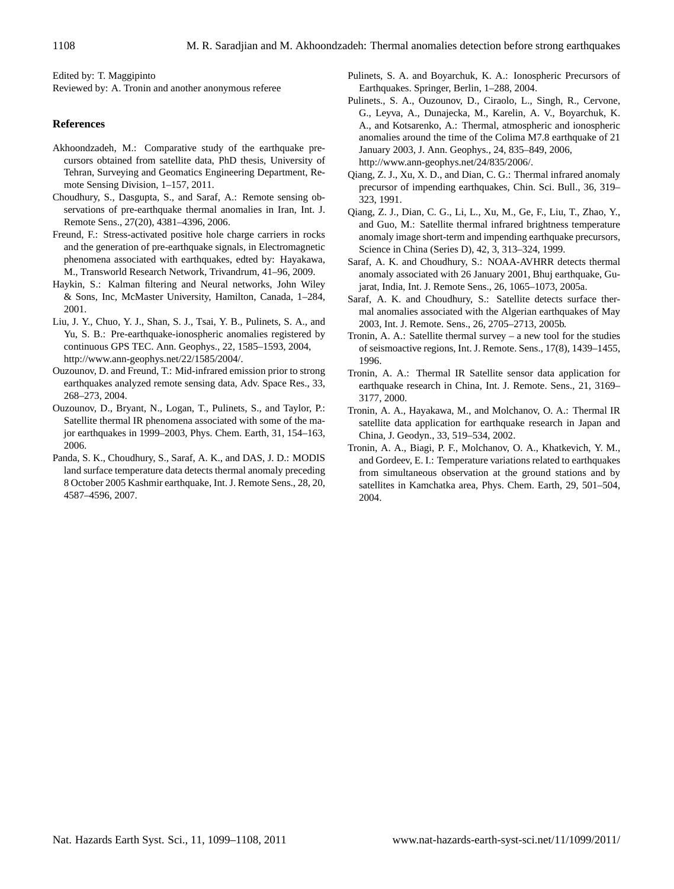Edited by: T. Maggipinto
Reviewed by: A. Tronin and another anonymous referee

## References

Akhoondzadeh, M.: Comparative study of the earthquake precursors obtained from satellite data, PhD thesis, University of Tehran, Surveying and Geomatics Engineering Department, Remote Sensing Division, 1–157, 2011.

Choudhury, S., Dasgupta, S., and Saraf, A.: Remote sensing observations of pre-earthquake thermal anomalies in Iran, Int. J. Remote Sens., 27(20), 4381–4396, 2006.

Freund, F.: Stress-activated positive hole charge carriers in rocks and the generation of pre-earthquake signals, in Electromagnetic phenomena associated with earthquakes, edted by: Hayakawa, M., Transworld Research Network, Trivandrum, 41–96, 2009.

Haykin, S.: Kalman filtering and Neural networks, John Wiley & Sons, Inc, McMaster University, Hamilton, Canada, 1–284, 2001.

Liu, J. Y., Chuo, Y. J., Shan, S. J., Tsai, Y. B., Pulinets, S. A., and Yu, S. B.: Pre-earthquake-ionospheric anomalies registered by continuous GPS TEC. Ann. Geophys., 22, 1585–1593, 2004, http://www.ann-geophys.net/22/1585/2004/.

Ouzounov, D. and Freund, T.: Mid-infrared emission prior to strong earthquakes analyzed remote sensing data, Adv. Space Res., 33, 268–273, 2004.

Ouzounov, D., Bryant, N., Logan, T., Pulinets, S., and Taylor, P.: Satellite thermal IR phenomena associated with some of the major earthquakes in 1999–2003, Phys. Chem. Earth, 31, 154–163, 2006.

Panda, S. K., Choudhury, S., Saraf, A. K., and DAS, J. D.: MODIS land surface temperature data detects thermal anomaly preceding 8 October 2005 Kashmir earthquake, Int. J. Remote Sens., 28, 20, 4587–4596, 2007.

Pulinets, S. A. and Boyarchuk, K. A.: Ionospheric Precursors of Earthquakes. Springer, Berlin, 1–288, 2004.

Pulinets., S. A., Ouzounov, D., Ciraolo, L., Singh, R., Cervone, G., Leyva, A., Dunajecka, M., Karelin, A. V., Boyarchuk, K. A., and Kotsarenko, A.: Thermal, atmospheric and ionospheric anomalies around the time of the Colima M7.8 earthquake of 21 January 2003, J. Ann. Geophys., 24, 835–849, 2006, http://www.ann-geophys.net/24/835/2006/.

Qiang, Z. J., Xu, X. D., and Dian, C. G.: Thermal infrared anomaly precursor of impending earthquakes, Chin. Sci. Bull., 36, 319–323, 1991.

Qiang, Z. J., Dian, C. G., Li, L., Xu, M., Ge, F., Liu, T., Zhao, Y., and Guo, M.: Satellite thermal infrared brightness temperature anomaly image short-term and impending earthquake precursors, Science in China (Series D), 42, 3, 313–324, 1999.

Saraf, A. K. and Choudhury, S.: NOAA-AVHRR detects thermal anomaly associated with 26 January 2001, Bhuj earthquake, Gujarat, India, Int. J. Remote Sens., 26, 1065–1073, 2005a.

Saraf, A. K. and Choudhury, S.: Satellite detects surface thermal anomalies associated with the Algerian earthquakes of May 2003, Int. J. Remote. Sens., 26, 2705–2713, 2005b.

Tronin, A. A.: Satellite thermal survey – a new tool for the studies of seismoactive regions, Int. J. Remote. Sens., 17(8), 1439–1455, 1996.

Tronin, A. A.: Thermal IR Satellite sensor data application for earthquake research in China, Int. J. Remote. Sens., 21, 3169–3177, 2000.

Tronin, A. A., Hayakawa, M., and Molchanov, O. A.: Thermal IR satellite data application for earthquake research in Japan and China, J. Geodyn., 33, 519–534, 2002.

Tronin, A. A., Biagi, P. F., Molchanov, O. A., Khatkevich, Y. M., and Gordeev, E. I.: Temperature variations related to earthquakes from simultaneous observation at the ground stations and by satellites in Kamchatka area, Phys. Chem. Earth, 29, 501–504, 2004.